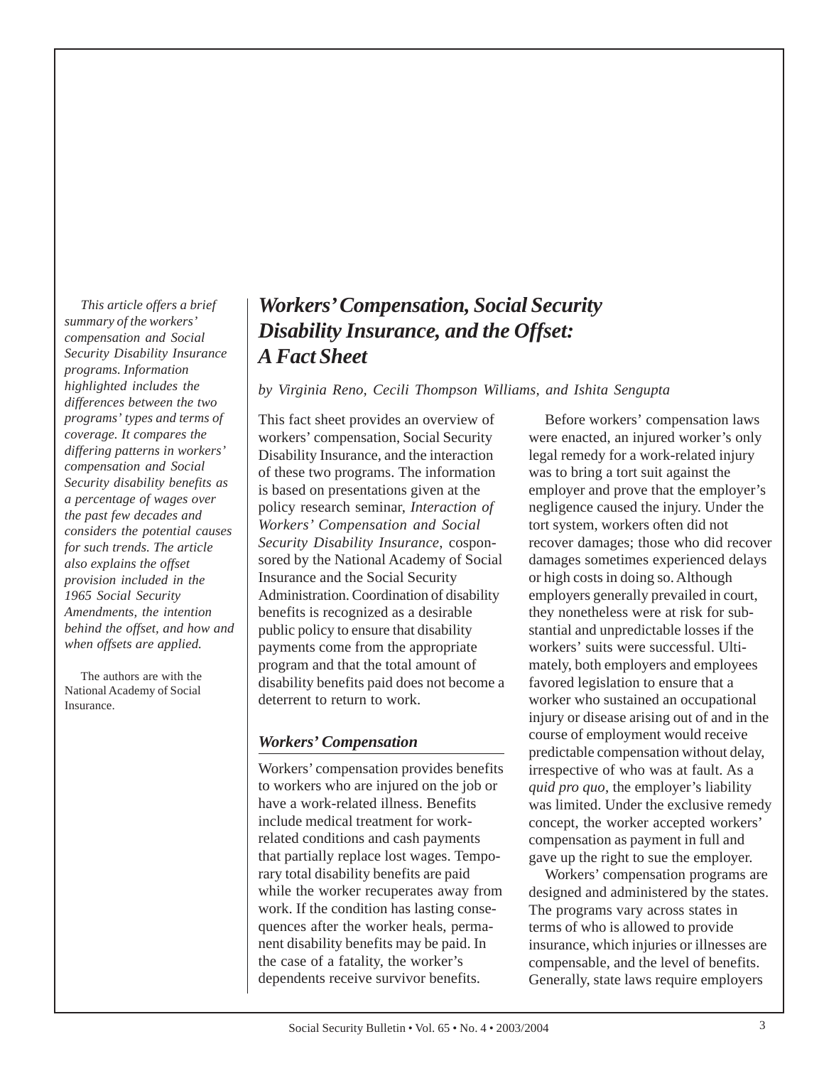*This article offers a brief summary of the workers' compensation and Social Security Disability Insurance programs. Information highlighted includes the differences between the two programs' types and terms of coverage. It compares the differing patterns in workers' compensation and Social Security disability benefits as a percentage of wages over the past few decades and considers the potential causes for such trends. The article also explains the offset provision included in the 1965 Social Security Amendments, the intention behind the offset, and how and when offsets are applied.*

The authors are with the National Academy of Social Insurance.

# *Workers' Compensation, Social Security Disability Insurance, and the Offset: A Fact Sheet*

*by Virginia Reno, Cecili Thompson Williams, and Ishita Sengupta*

This fact sheet provides an overview of workers' compensation, Social Security Disability Insurance, and the interaction of these two programs. The information is based on presentations given at the policy research seminar, *Interaction of Workers' Compensation and Social Security Disability Insurance*, cosponsored by the National Academy of Social Insurance and the Social Security Administration. Coordination of disability benefits is recognized as a desirable public policy to ensure that disability payments come from the appropriate program and that the total amount of disability benefits paid does not become a deterrent to return to work.

## *Workers' Compensation*

Workers' compensation provides benefits to workers who are injured on the job or have a work-related illness. Benefits include medical treatment for work-related conditions and cash payments that partially replace lost wages. Temporary total disability benefits are paid while the worker recuperates away from work. If the condition has lasting consequences after the worker heals, permanent disability benefits may be paid. In the case of a fatality, the worker's dependents receive survivor benefits.

Before workers' compensation laws were enacted, an injured worker's only legal remedy for a work-related injury was to bring a tort suit against the employer and prove that the employer's negligence caused the injury. Under the tort system, workers often did not recover damages; those who did recover damages sometimes experienced delays or high costs in doing so. Although employers generally prevailed in court, they nonetheless were at risk for substantial and unpredictable losses if the workers' suits were successful. Ultimately, both employers and employees favored legislation to ensure that a worker who sustained an occupational injury or disease arising out of and in the course of employment would receive predictable compensation without delay, irrespective of who was at fault. As a *quid pro quo*, the employer's liability was limited. Under the exclusive remedy concept, the worker accepted workers' compensation as payment in full and gave up the right to sue the employer.

Workers' compensation programs are designed and administered by the states. The programs vary across states in terms of who is allowed to provide insurance, which injuries or illnesses are compensable, and the level of benefits. Generally, state laws require employers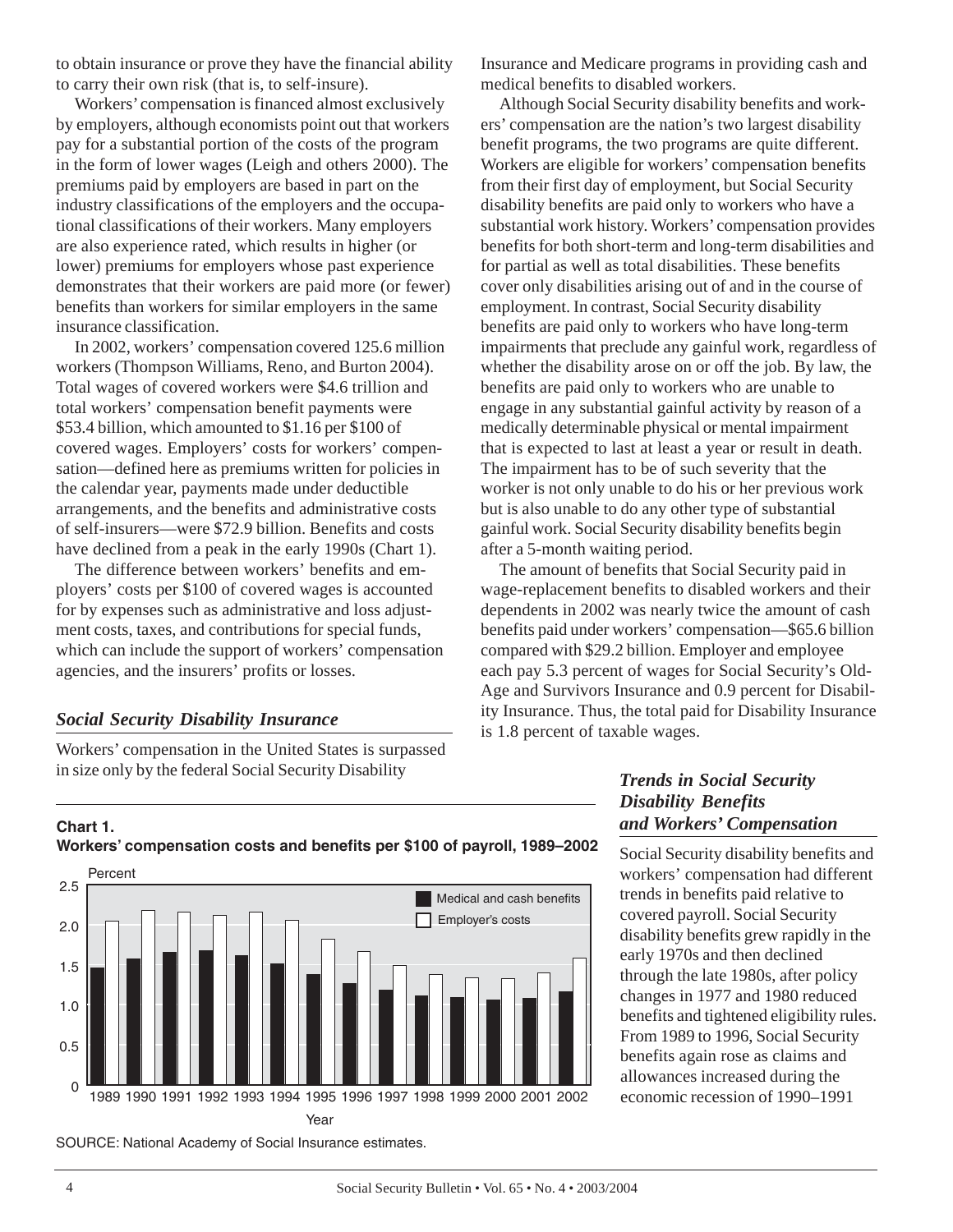to obtain insurance or prove they have the financial ability to carry their own risk (that is, to self-insure).

Workers' compensation is financed almost exclusively by employers, although economists point out that workers pay for a substantial portion of the costs of the program in the form of lower wages (Leigh and others 2000). The premiums paid by employers are based in part on the industry classifications of the employers and the occupational classifications of their workers. Many employers are also experience rated, which results in higher (or lower) premiums for employers whose past experience demonstrates that their workers are paid more (or fewer) benefits than workers for similar employers in the same insurance classification.

In 2002, workers' compensation covered 125.6 million workers (Thompson Williams, Reno, and Burton 2004). Total wages of covered workers were $4.6 trillion and total workers' compensation benefit payments were $53.4 billion, which amounted to $1.16 per $100 of covered wages. Employers' costs for workers' compensation—defined here as premiums written for policies in the calendar year, payments made under deductible arrangements, and the benefits and administrative costs of self-insurers—were $72.9 billion. Benefits and costs have declined from a peak in the early 1990s (Chart 1).

The difference between workers' benefits and employers' costs per $100 of covered wages is accounted for by expenses such as administrative and loss adjustment costs, taxes, and contributions for special funds, which can include the support of workers' compensation agencies, and the insurers' profits or losses.

## *Social Security Disability Insurance*

Workers' compensation in the United States is surpassed in size only by the federal Social Security Disability Insurance and Medicare programs in providing cash and medical benefits to disabled workers.

Although Social Security disability benefits and workers' compensation are the nation's two largest disability benefit programs, the two programs are quite different. Workers are eligible for workers' compensation benefits from their first day of employment, but Social Security disability benefits are paid only to workers who have a substantial work history. Workers' compensation provides benefits for both short-term and long-term disabilities and for partial as well as total disabilities. These benefits cover only disabilities arising out of and in the course of employment. In contrast, Social Security disability benefits are paid only to workers who have long-term impairments that preclude any gainful work, regardless of whether the disability arose on or off the job. By law, the benefits are paid only to workers who are unable to engage in any substantial gainful activity by reason of a medically determinable physical or mental impairment that is expected to last at least a year or result in death. The impairment has to be of such severity that the worker is not only unable to do his or her previous work but is also unable to do any other type of substantial gainful work. Social Security disability benefits begin after a 5-month waiting period.

The amount of benefits that Social Security paid in wage-replacement benefits to disabled workers and their dependents in 2002 was nearly twice the amount of cash benefits paid under workers' compensation—$65.6 billion compared with $29.2 billion. Employer and employee each pay 5.3 percent of wages for Social Security's Old-Age and Survivors Insurance and 0.9 percent for Disability Insurance. Thus, the total paid for Disability Insurance is 1.8 percent of taxable wages.

**Chart 1.**
**Workers' compensation costs and benefits per $100 of payroll, 1989–2002**

SOURCE: National Academy of Social Insurance estimates.

## *Trends in Social Security Disability Benefits and Workers' Compensation*

Social Security disability benefits and workers' compensation had different trends in benefits paid relative to covered payroll. Social Security disability benefits grew rapidly in the early 1970s and then declined through the late 1980s, after policy changes in 1977 and 1980 reduced benefits and tightened eligibility rules. From 1989 to 1996, Social Security benefits again rose as claims and allowances increased during the economic recession of 1990–1991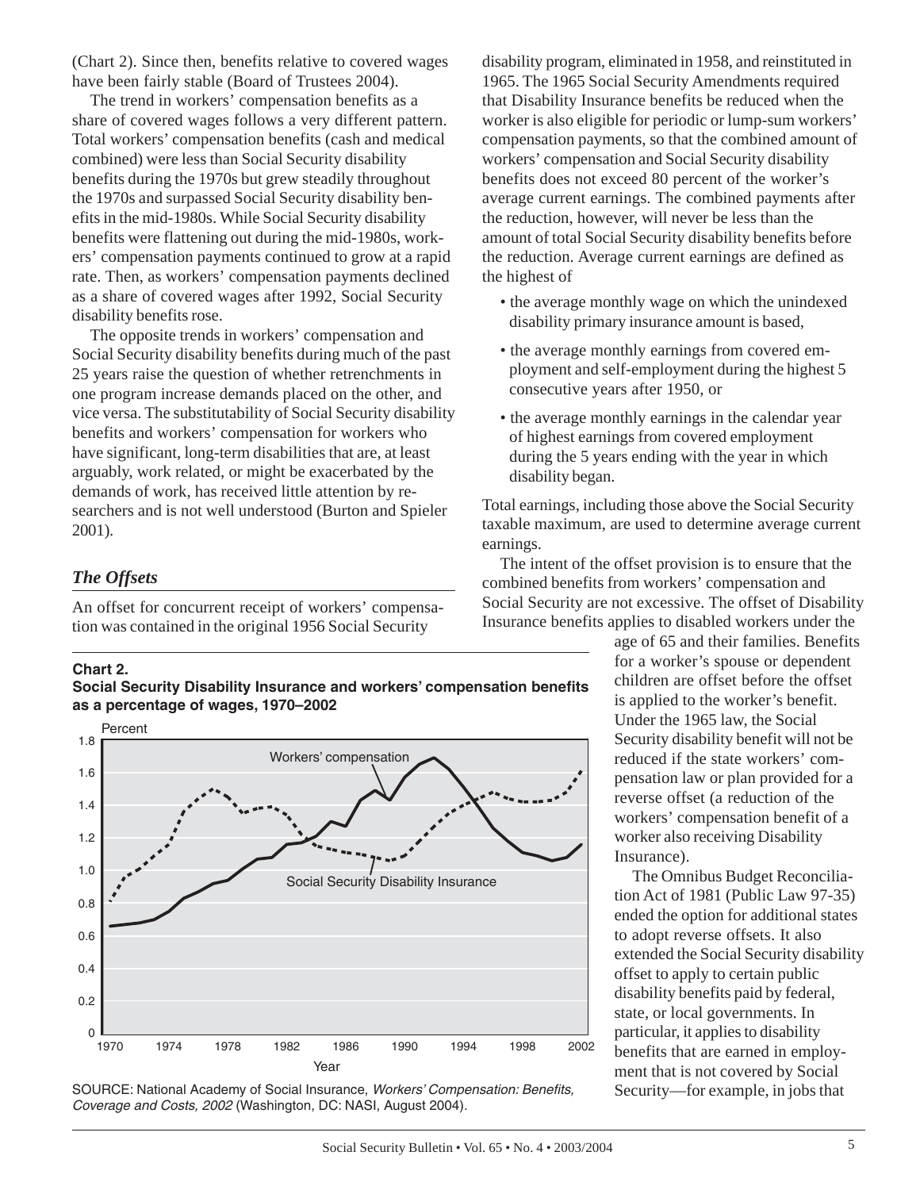(Chart 2). Since then, benefits relative to covered wages have been fairly stable (Board of Trustees 2004).

The trend in workers' compensation benefits as a share of covered wages follows a very different pattern. Total workers' compensation benefits (cash and medical combined) were less than Social Security disability benefits during the 1970s but grew steadily throughout the 1970s and surpassed Social Security disability benefits in the mid-1980s. While Social Security disability benefits were flattening out during the mid-1980s, workers' compensation payments continued to grow at a rapid rate. Then, as workers' compensation payments declined as a share of covered wages after 1992, Social Security disability benefits rose.

The opposite trends in workers' compensation and Social Security disability benefits during much of the past 25 years raise the question of whether retrenchments in one program increase demands placed on the other, and vice versa. The substitutability of Social Security disability benefits and workers' compensation for workers who have significant, long-term disabilities that are, at least arguably, work related, or might be exacerbated by the demands of work, has received little attention by researchers and is not well understood (Burton and Spieler 2001).

### *The Offsets*

An offset for concurrent receipt of workers' compensation was contained in the original 1956 Social Security disability program, eliminated in 1958, and reinstituted in 1965. The 1965 Social Security Amendments required that Disability Insurance benefits be reduced when the worker is also eligible for periodic or lump-sum workers' compensation payments, so that the combined amount of workers' compensation and Social Security disability benefits does not exceed 80 percent of the worker's average current earnings. The combined payments after the reduction, however, will never be less than the amount of total Social Security disability benefits before the reduction. Average current earnings are defined as the highest of

- the average monthly wage on which the unindexed disability primary insurance amount is based,
- the average monthly earnings from covered employment and self-employment during the highest 5 consecutive years after 1950, or
- the average monthly earnings in the calendar year of highest earnings from covered employment during the 5 years ending with the year in which disability began.

Total earnings, including those above the Social Security taxable maximum, are used to determine average current earnings.

The intent of the offset provision is to ensure that the combined benefits from workers' compensation and Social Security are not excessive. The offset of Disability Insurance benefits applies to disabled workers under the age of 65 and their families. Benefits for a worker's spouse or dependent children are offset before the offset is applied to the worker's benefit. Under the 1965 law, the Social Security disability benefit will not be reduced if the state workers' compensation law or plan provided for a reverse offset (a reduction of the workers' compensation benefit of a worker also receiving Disability Insurance).

The Omnibus Budget Reconciliation Act of 1981 (Public Law 97-35) ended the option for additional states to adopt reverse offsets. It also extended the Social Security disability offset to apply to certain public disability benefits paid by federal, state, or local governments. In particular, it applies to disability benefits that are earned in employment that is not covered by Social Security—for example, in jobs that

**Chart 2.**
**Social Security Disability Insurance and workers' compensation benefits as a percentage of wages, 1970–2002**

SOURCE: National Academy of Social Insurance, *Workers' Compensation: Benefits, Coverage and Costs, 2002* (Washington, DC: NASI, August 2004).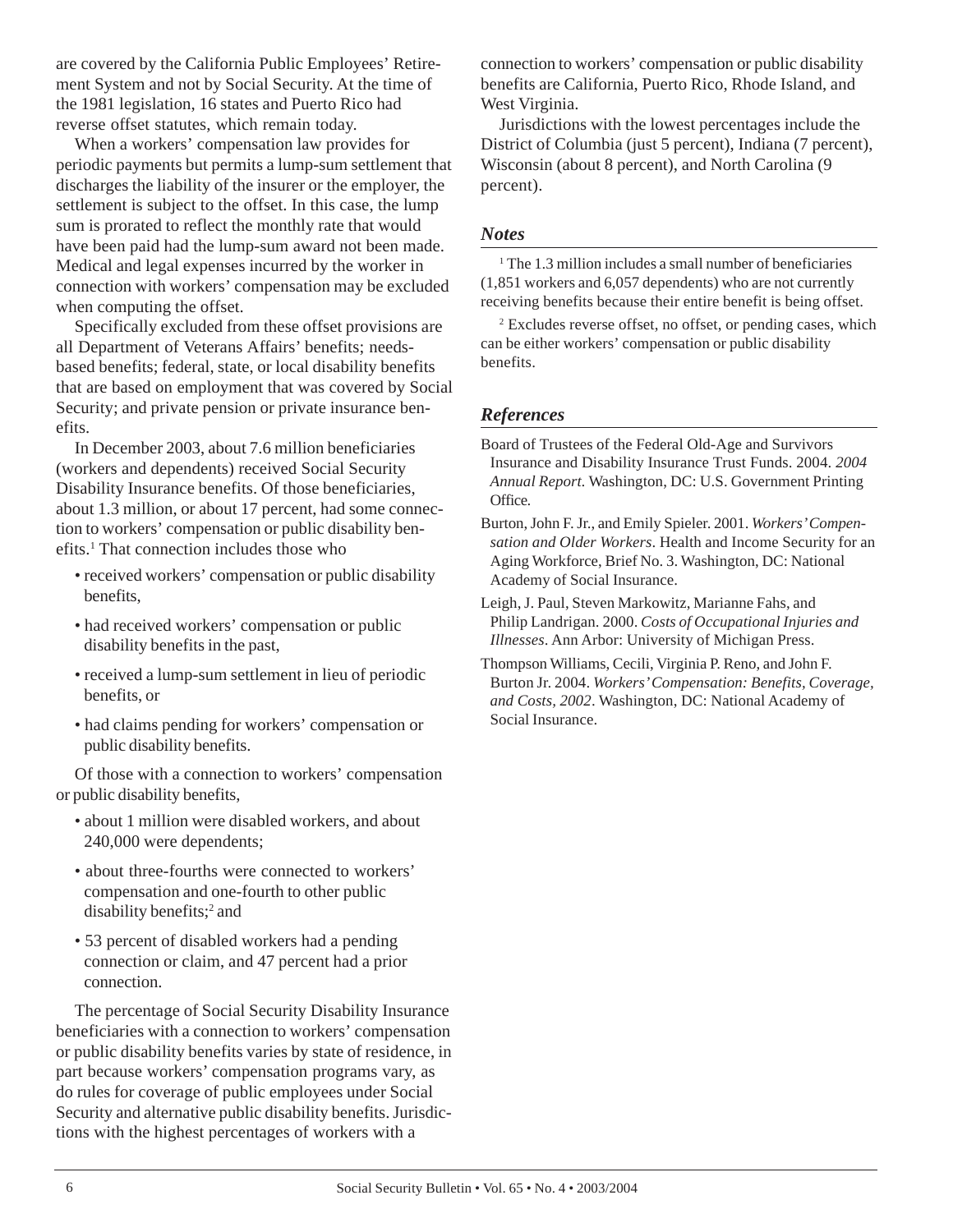are covered by the California Public Employees' Retirement System and not by Social Security. At the time of the 1981 legislation, 16 states and Puerto Rico had reverse offset statutes, which remain today.

When a workers' compensation law provides for periodic payments but permits a lump-sum settlement that discharges the liability of the insurer or the employer, the settlement is subject to the offset. In this case, the lump sum is prorated to reflect the monthly rate that would have been paid had the lump-sum award not been made. Medical and legal expenses incurred by the worker in connection with workers' compensation may be excluded when computing the offset.

Specifically excluded from these offset provisions are all Department of Veterans Affairs' benefits; needs-based benefits; federal, state, or local disability benefits that are based on employment that was covered by Social Security; and private pension or private insurance benefits.

In December 2003, about 7.6 million beneficiaries (workers and dependents) received Social Security Disability Insurance benefits. Of those beneficiaries, about 1.3 million, or about 17 percent, had some connection to workers' compensation or public disability benefits.[1] That connection includes those who

- received workers' compensation or public disability benefits,
- had received workers' compensation or public disability benefits in the past,
- received a lump-sum settlement in lieu of periodic benefits, or
- had claims pending for workers' compensation or public disability benefits.

Of those with a connection to workers' compensation or public disability benefits,

- about 1 million were disabled workers, and about 240,000 were dependents;
- about three-fourths were connected to workers' compensation and one-fourth to other public disability benefits;[2] and
- 53 percent of disabled workers had a pending connection or claim, and 47 percent had a prior connection.

The percentage of Social Security Disability Insurance beneficiaries with a connection to workers' compensation or public disability benefits varies by state of residence, in part because workers' compensation programs vary, as do rules for coverage of public employees under Social Security and alternative public disability benefits. Jurisdictions with the highest percentages of workers with a connection to workers' compensation or public disability benefits are California, Puerto Rico, Rhode Island, and West Virginia.

Jurisdictions with the lowest percentages include the District of Columbia (just 5 percent), Indiana (7 percent), Wisconsin (about 8 percent), and North Carolina (9 percent).

## *Notes*

[1] The 1.3 million includes a small number of beneficiaries (1,851 workers and 6,057 dependents) who are not currently receiving benefits because their entire benefit is being offset.

[2] Excludes reverse offset, no offset, or pending cases, which can be either workers' compensation or public disability benefits.

## *References*

Board of Trustees of the Federal Old-Age and Survivors Insurance and Disability Insurance Trust Funds. 2004. *2004 Annual Report*. Washington, DC: U.S. Government Printing Office.

Burton, John F. Jr., and Emily Spieler. 2001. *Workers' Compensation and Older Workers*. Health and Income Security for an Aging Workforce, Brief No. 3. Washington, DC: National Academy of Social Insurance.

Leigh, J. Paul, Steven Markowitz, Marianne Fahs, and Philip Landrigan. 2000. *Costs of Occupational Injuries and Illnesses*. Ann Arbor: University of Michigan Press.

Thompson Williams, Cecili, Virginia P. Reno, and John F. Burton Jr. 2004. *Workers' Compensation: Benefits, Coverage, and Costs, 2002*. Washington, DC: National Academy of Social Insurance.